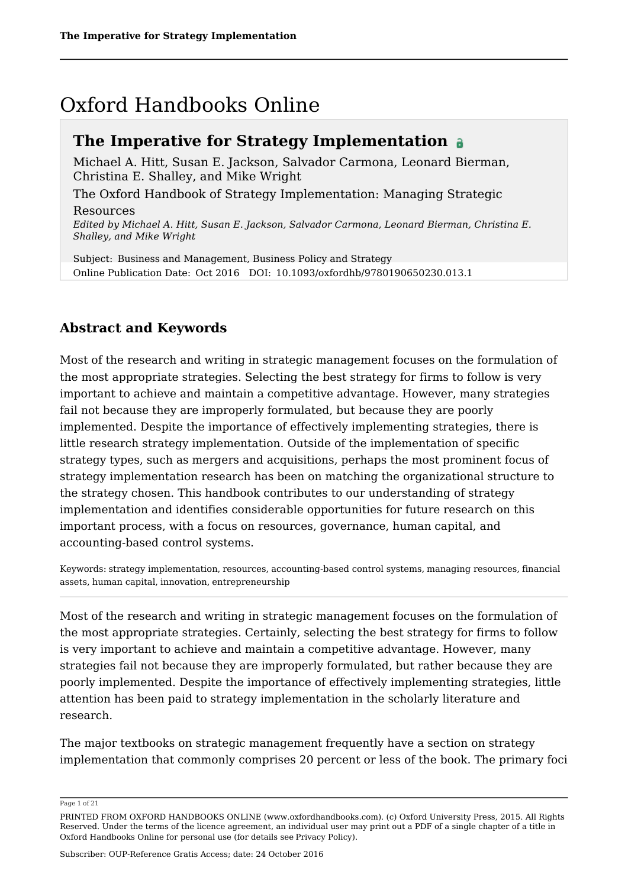# Oxford Handbooks Online

## The Imperative for Strategy Implementation

Michael A. Hitt, Susan E. Jackson, Salvador Carmona, Leonard Bierman, Christina E. Shalley, and Mike Wright

The Oxford Handbook of Strategy Implementation: Managing Strategic Resources

*Edited by Michael A. Hitt, Susan E. Jackson, Salvador Carmona, Leonard Bierman, Christina E. Shalley, and Mike Wright*

Subject: Business and Management, Business Policy and Strategy
Online Publication Date: Oct 2016 DOI: 10.1093/oxfordhb/9780190650230.013.1

### Abstract and Keywords

Most of the research and writing in strategic management focuses on the formulation of the most appropriate strategies. Selecting the best strategy for firms to follow is very important to achieve and maintain a competitive advantage. However, many strategies fail not because they are improperly formulated, but because they are poorly implemented. Despite the importance of effectively implementing strategies, there is little research strategy implementation. Outside of the implementation of specific strategy types, such as mergers and acquisitions, perhaps the most prominent focus of strategy implementation research has been on matching the organizational structure to the strategy chosen. This handbook contributes to our understanding of strategy implementation and identifies considerable opportunities for future research on this important process, with a focus on resources, governance, human capital, and accounting-based control systems.

Keywords: strategy implementation, resources, accounting-based control systems, managing resources, financial assets, human capital, innovation, entrepreneurship

---

Most of the research and writing in strategic management focuses on the formulation of the most appropriate strategies. Certainly, selecting the best strategy for firms to follow is very important to achieve and maintain a competitive advantage. However, many strategies fail not because they are improperly formulated, but rather because they are poorly implemented. Despite the importance of effectively implementing strategies, little attention has been paid to strategy implementation in the scholarly literature and research.

The major textbooks on strategic management frequently have a section on strategy implementation that commonly comprises 20 percent or less of the book. The primary foci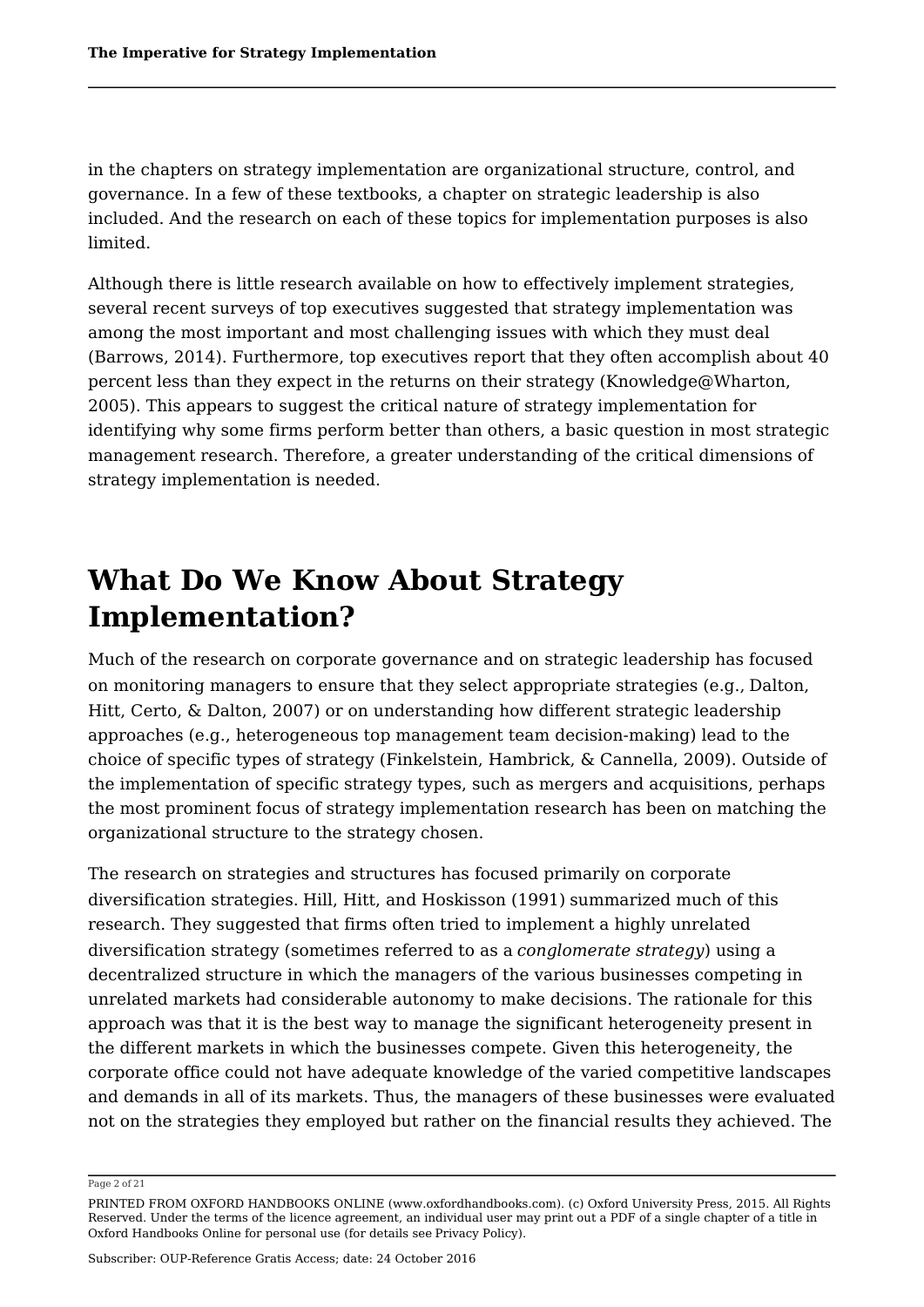in the chapters on strategy implementation are organizational structure, control, and governance. In a few of these textbooks, a chapter on strategic leadership is also included. And the research on each of these topics for implementation purposes is also limited.

Although there is little research available on how to effectively implement strategies, several recent surveys of top executives suggested that strategy implementation was among the most important and most challenging issues with which they must deal (Barrows, 2014). Furthermore, top executives report that they often accomplish about 40 percent less than they expect in the returns on their strategy (Knowledge@Wharton, 2005). This appears to suggest the critical nature of strategy implementation for identifying why some firms perform better than others, a basic question in most strategic management research. Therefore, a greater understanding of the critical dimensions of strategy implementation is needed.

# What Do We Know About Strategy Implementation?

Much of the research on corporate governance and on strategic leadership has focused on monitoring managers to ensure that they select appropriate strategies (e.g., Dalton, Hitt, Certo, & Dalton, 2007) or on understanding how different strategic leadership approaches (e.g., heterogeneous top management team decision-making) lead to the choice of specific types of strategy (Finkelstein, Hambrick, & Cannella, 2009). Outside of the implementation of specific strategy types, such as mergers and acquisitions, perhaps the most prominent focus of strategy implementation research has been on matching the organizational structure to the strategy chosen.

The research on strategies and structures has focused primarily on corporate diversification strategies. Hill, Hitt, and Hoskisson (1991) summarized much of this research. They suggested that firms often tried to implement a highly unrelated diversification strategy (sometimes referred to as a *conglomerate strategy*) using a decentralized structure in which the managers of the various businesses competing in unrelated markets had considerable autonomy to make decisions. The rationale for this approach was that it is the best way to manage the significant heterogeneity present in the different markets in which the businesses compete. Given this heterogeneity, the corporate office could not have adequate knowledge of the varied competitive landscapes and demands in all of its markets. Thus, the managers of these businesses were evaluated not on the strategies they employed but rather on the financial results they achieved. The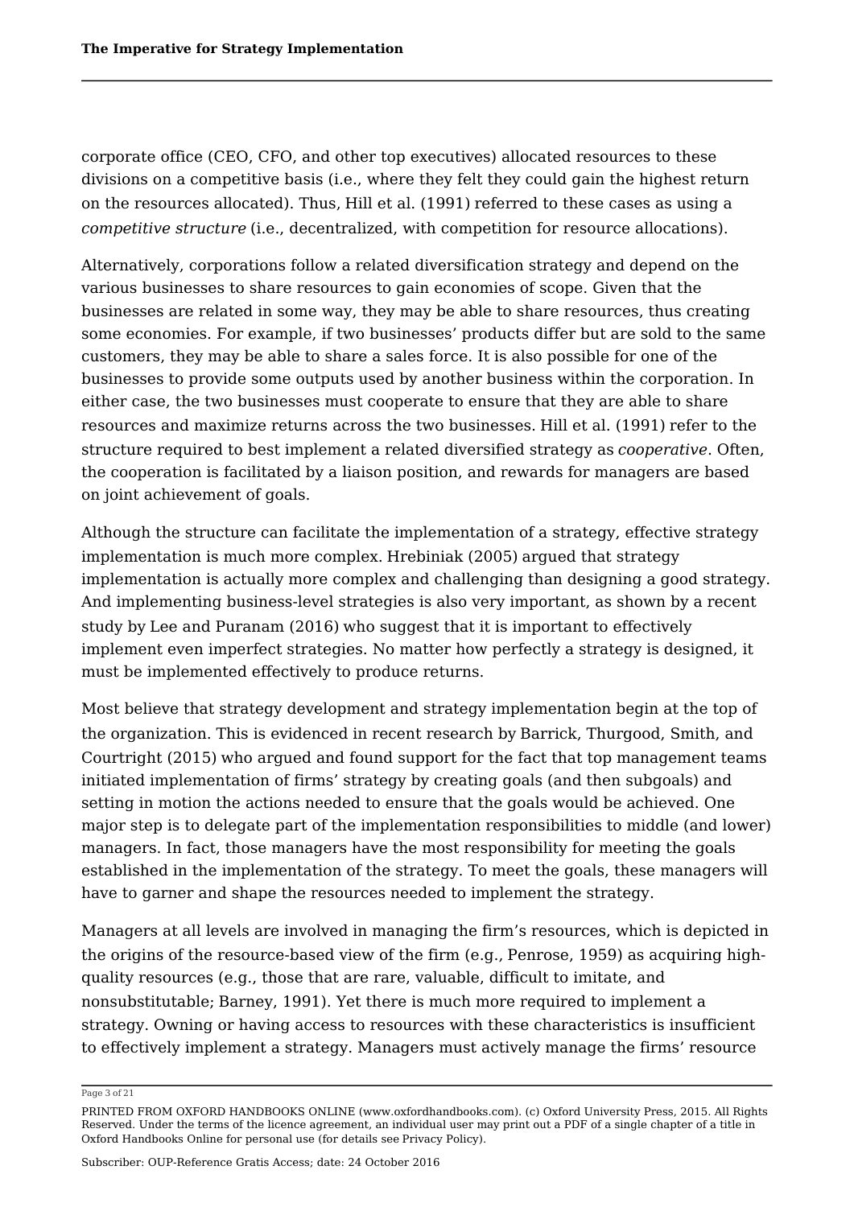corporate office (CEO, CFO, and other top executives) allocated resources to these divisions on a competitive basis (i.e., where they felt they could gain the highest return on the resources allocated). Thus, Hill et al. (1991) referred to these cases as using a *competitive structure* (i.e., decentralized, with competition for resource allocations).

Alternatively, corporations follow a related diversification strategy and depend on the various businesses to share resources to gain economies of scope. Given that the businesses are related in some way, they may be able to share resources, thus creating some economies. For example, if two businesses' products differ but are sold to the same customers, they may be able to share a sales force. It is also possible for one of the businesses to provide some outputs used by another business within the corporation. In either case, the two businesses must cooperate to ensure that they are able to share resources and maximize returns across the two businesses. Hill et al. (1991) refer to the structure required to best implement a related diversified strategy as *cooperative*. Often, the cooperation is facilitated by a liaison position, and rewards for managers are based on joint achievement of goals.

Although the structure can facilitate the implementation of a strategy, effective strategy implementation is much more complex. Hrebiniak (2005) argued that strategy implementation is actually more complex and challenging than designing a good strategy. And implementing business-level strategies is also very important, as shown by a recent study by Lee and Puranam (2016) who suggest that it is important to effectively implement even imperfect strategies. No matter how perfectly a strategy is designed, it must be implemented effectively to produce returns.

Most believe that strategy development and strategy implementation begin at the top of the organization. This is evidenced in recent research by Barrick, Thurgood, Smith, and Courtright (2015) who argued and found support for the fact that top management teams initiated implementation of firms' strategy by creating goals (and then subgoals) and setting in motion the actions needed to ensure that the goals would be achieved. One major step is to delegate part of the implementation responsibilities to middle (and lower) managers. In fact, those managers have the most responsibility for meeting the goals established in the implementation of the strategy. To meet the goals, these managers will have to garner and shape the resources needed to implement the strategy.

Managers at all levels are involved in managing the firm's resources, which is depicted in the origins of the resource-based view of the firm (e.g., Penrose, 1959) as acquiring high-quality resources (e.g., those that are rare, valuable, difficult to imitate, and nonsubstitutable; Barney, 1991). Yet there is much more required to implement a strategy. Owning or having access to resources with these characteristics is insufficient to effectively implement a strategy. Managers must actively manage the firms' resource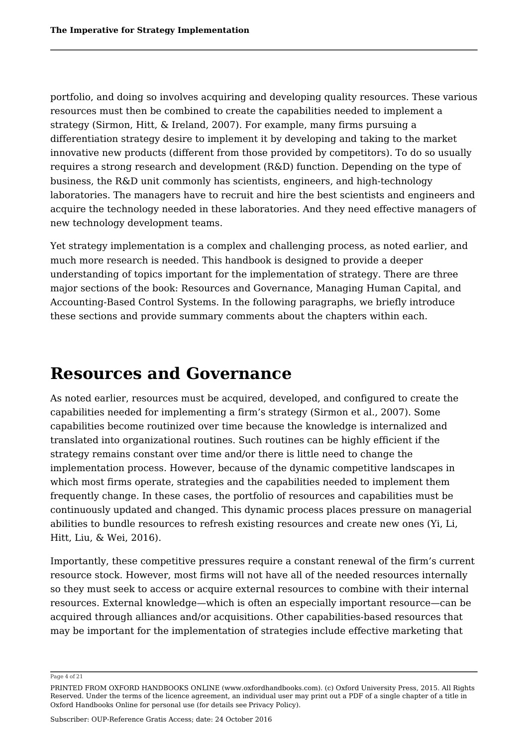portfolio, and doing so involves acquiring and developing quality resources. These various resources must then be combined to create the capabilities needed to implement a strategy (Sirmon, Hitt, & Ireland, 2007). For example, many firms pursuing a differentiation strategy desire to implement it by developing and taking to the market innovative new products (different from those provided by competitors). To do so usually requires a strong research and development (R&D) function. Depending on the type of business, the R&D unit commonly has scientists, engineers, and high-technology laboratories. The managers have to recruit and hire the best scientists and engineers and acquire the technology needed in these laboratories. And they need effective managers of new technology development teams.

Yet strategy implementation is a complex and challenging process, as noted earlier, and much more research is needed. This handbook is designed to provide a deeper understanding of topics important for the implementation of strategy. There are three major sections of the book: Resources and Governance, Managing Human Capital, and Accounting-Based Control Systems. In the following paragraphs, we briefly introduce these sections and provide summary comments about the chapters within each.

# Resources and Governance

As noted earlier, resources must be acquired, developed, and configured to create the capabilities needed for implementing a firm's strategy (Sirmon et al., 2007). Some capabilities become routinized over time because the knowledge is internalized and translated into organizational routines. Such routines can be highly efficient if the strategy remains constant over time and/or there is little need to change the implementation process. However, because of the dynamic competitive landscapes in which most firms operate, strategies and the capabilities needed to implement them frequently change. In these cases, the portfolio of resources and capabilities must be continuously updated and changed. This dynamic process places pressure on managerial abilities to bundle resources to refresh existing resources and create new ones (Yi, Li, Hitt, Liu, & Wei, 2016).

Importantly, these competitive pressures require a constant renewal of the firm's current resource stock. However, most firms will not have all of the needed resources internally so they must seek to access or acquire external resources to combine with their internal resources. External knowledge—which is often an especially important resource—can be acquired through alliances and/or acquisitions. Other capabilities-based resources that may be important for the implementation of strategies include effective marketing that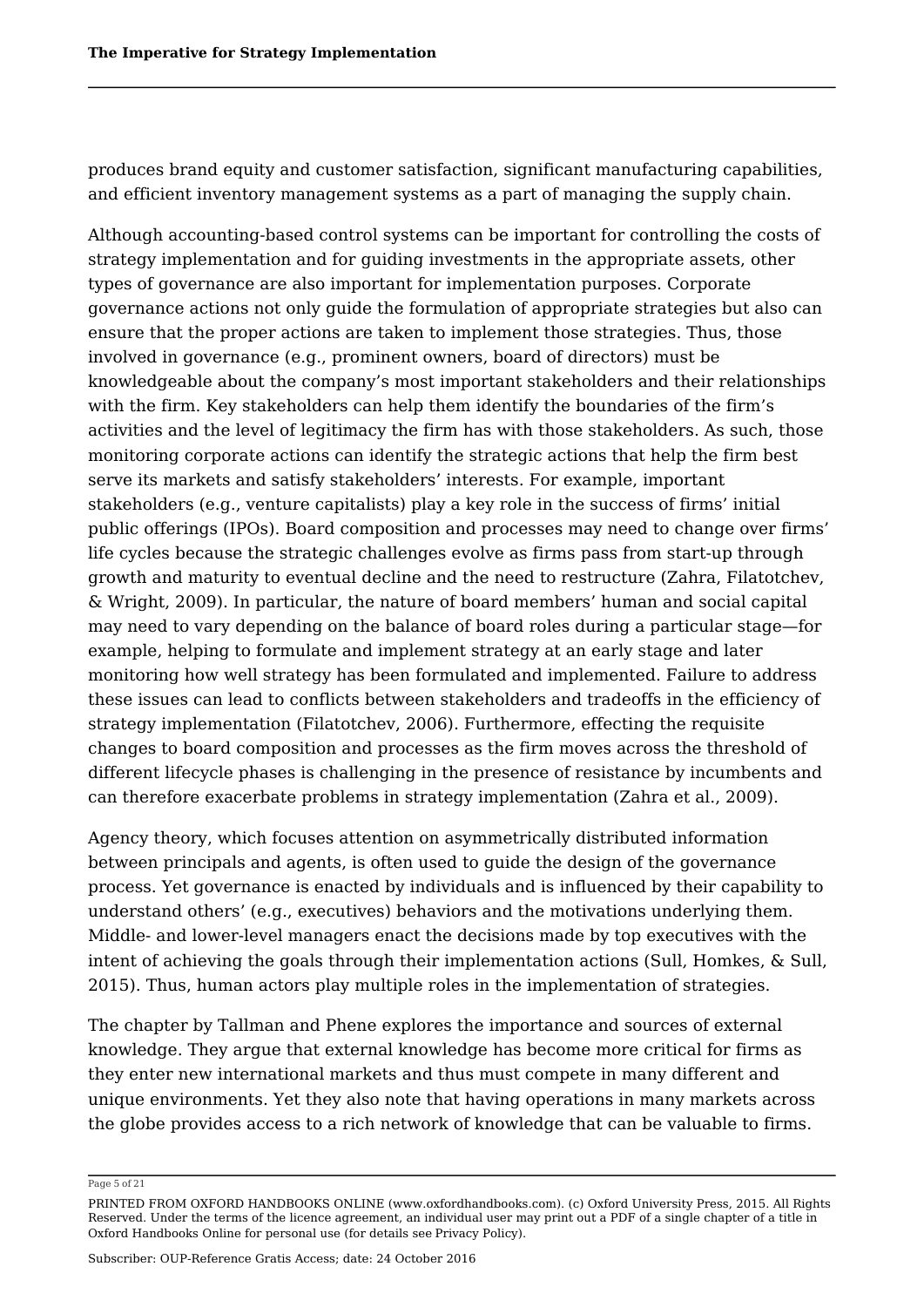produces brand equity and customer satisfaction, significant manufacturing capabilities, and efficient inventory management systems as a part of managing the supply chain.

Although accounting-based control systems can be important for controlling the costs of strategy implementation and for guiding investments in the appropriate assets, other types of governance are also important for implementation purposes. Corporate governance actions not only guide the formulation of appropriate strategies but also can ensure that the proper actions are taken to implement those strategies. Thus, those involved in governance (e.g., prominent owners, board of directors) must be knowledgeable about the company's most important stakeholders and their relationships with the firm. Key stakeholders can help them identify the boundaries of the firm's activities and the level of legitimacy the firm has with those stakeholders. As such, those monitoring corporate actions can identify the strategic actions that help the firm best serve its markets and satisfy stakeholders' interests. For example, important stakeholders (e.g., venture capitalists) play a key role in the success of firms' initial public offerings (IPOs). Board composition and processes may need to change over firms' life cycles because the strategic challenges evolve as firms pass from start-up through growth and maturity to eventual decline and the need to restructure (Zahra, Filatotchev, & Wright, 2009). In particular, the nature of board members' human and social capital may need to vary depending on the balance of board roles during a particular stage—for example, helping to formulate and implement strategy at an early stage and later monitoring how well strategy has been formulated and implemented. Failure to address these issues can lead to conflicts between stakeholders and tradeoffs in the efficiency of strategy implementation (Filatotchev, 2006). Furthermore, effecting the requisite changes to board composition and processes as the firm moves across the threshold of different lifecycle phases is challenging in the presence of resistance by incumbents and can therefore exacerbate problems in strategy implementation (Zahra et al., 2009).

Agency theory, which focuses attention on asymmetrically distributed information between principals and agents, is often used to guide the design of the governance process. Yet governance is enacted by individuals and is influenced by their capability to understand others' (e.g., executives) behaviors and the motivations underlying them. Middle- and lower-level managers enact the decisions made by top executives with the intent of achieving the goals through their implementation actions (Sull, Homkes, & Sull, 2015). Thus, human actors play multiple roles in the implementation of strategies.

The chapter by Tallman and Phene explores the importance and sources of external knowledge. They argue that external knowledge has become more critical for firms as they enter new international markets and thus must compete in many different and unique environments. Yet they also note that having operations in many markets across the globe provides access to a rich network of knowledge that can be valuable to firms.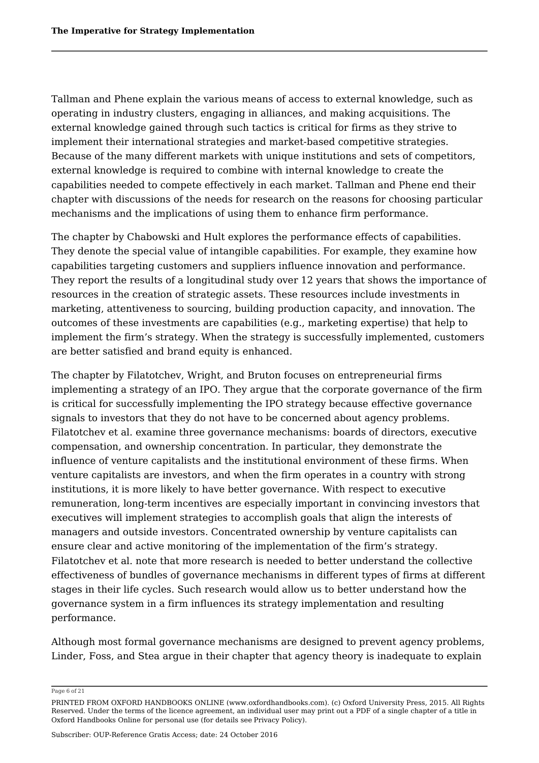Tallman and Phene explain the various means of access to external knowledge, such as operating in industry clusters, engaging in alliances, and making acquisitions. The external knowledge gained through such tactics is critical for firms as they strive to implement their international strategies and market-based competitive strategies. Because of the many different markets with unique institutions and sets of competitors, external knowledge is required to combine with internal knowledge to create the capabilities needed to compete effectively in each market. Tallman and Phene end their chapter with discussions of the needs for research on the reasons for choosing particular mechanisms and the implications of using them to enhance firm performance.

The chapter by Chabowski and Hult explores the performance effects of capabilities. They denote the special value of intangible capabilities. For example, they examine how capabilities targeting customers and suppliers influence innovation and performance. They report the results of a longitudinal study over 12 years that shows the importance of resources in the creation of strategic assets. These resources include investments in marketing, attentiveness to sourcing, building production capacity, and innovation. The outcomes of these investments are capabilities (e.g., marketing expertise) that help to implement the firm's strategy. When the strategy is successfully implemented, customers are better satisfied and brand equity is enhanced.

The chapter by Filatotchev, Wright, and Bruton focuses on entrepreneurial firms implementing a strategy of an IPO. They argue that the corporate governance of the firm is critical for successfully implementing the IPO strategy because effective governance signals to investors that they do not have to be concerned about agency problems. Filatotchev et al. examine three governance mechanisms: boards of directors, executive compensation, and ownership concentration. In particular, they demonstrate the influence of venture capitalists and the institutional environment of these firms. When venture capitalists are investors, and when the firm operates in a country with strong institutions, it is more likely to have better governance. With respect to executive remuneration, long-term incentives are especially important in convincing investors that executives will implement strategies to accomplish goals that align the interests of managers and outside investors. Concentrated ownership by venture capitalists can ensure clear and active monitoring of the implementation of the firm's strategy. Filatotchev et al. note that more research is needed to better understand the collective effectiveness of bundles of governance mechanisms in different types of firms at different stages in their life cycles. Such research would allow us to better understand how the governance system in a firm influences its strategy implementation and resulting performance.

Although most formal governance mechanisms are designed to prevent agency problems, Linder, Foss, and Stea argue in their chapter that agency theory is inadequate to explain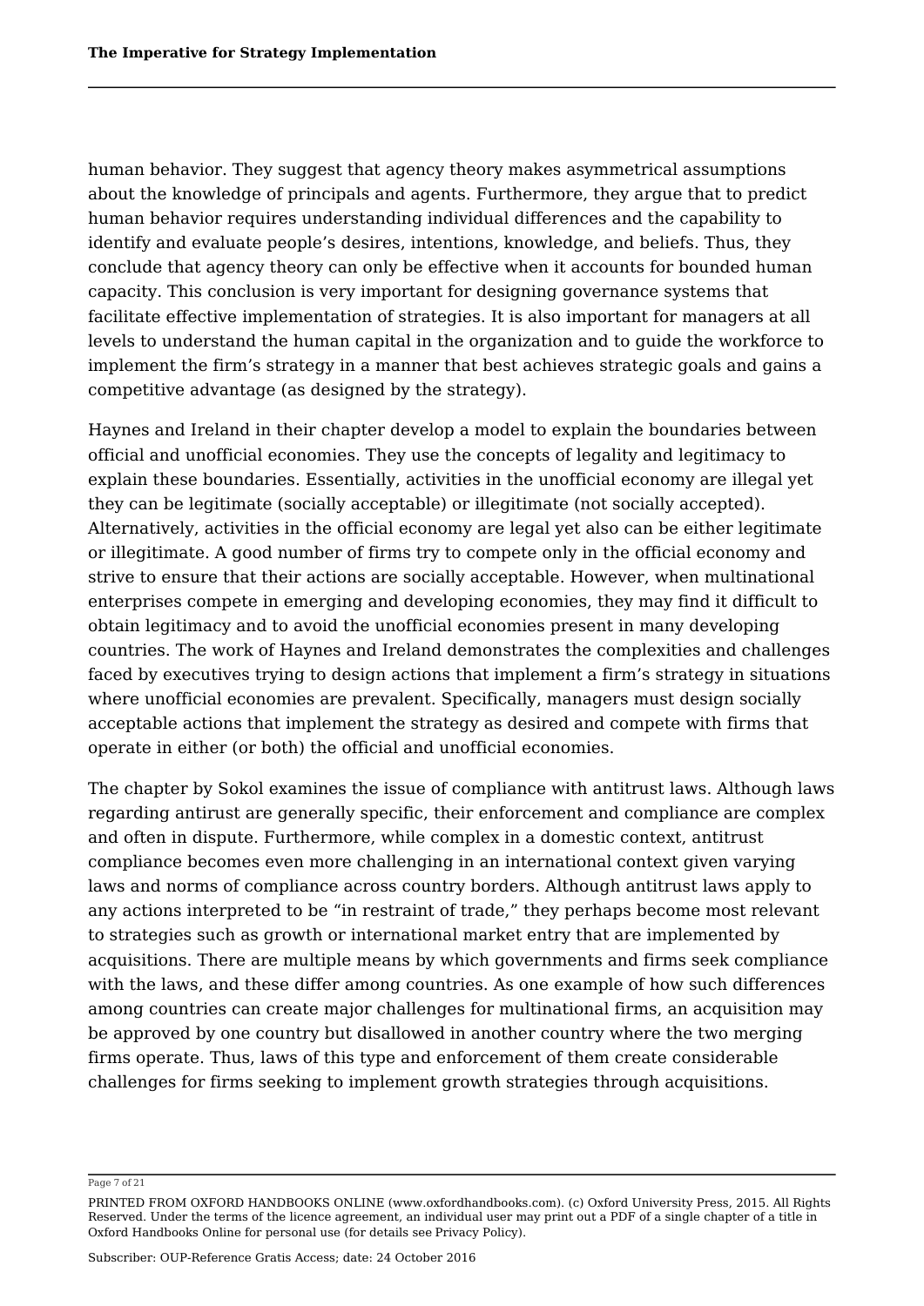human behavior. They suggest that agency theory makes asymmetrical assumptions about the knowledge of principals and agents. Furthermore, they argue that to predict human behavior requires understanding individual differences and the capability to identify and evaluate people's desires, intentions, knowledge, and beliefs. Thus, they conclude that agency theory can only be effective when it accounts for bounded human capacity. This conclusion is very important for designing governance systems that facilitate effective implementation of strategies. It is also important for managers at all levels to understand the human capital in the organization and to guide the workforce to implement the firm's strategy in a manner that best achieves strategic goals and gains a competitive advantage (as designed by the strategy).

Haynes and Ireland in their chapter develop a model to explain the boundaries between official and unofficial economies. They use the concepts of legality and legitimacy to explain these boundaries. Essentially, activities in the unofficial economy are illegal yet they can be legitimate (socially acceptable) or illegitimate (not socially accepted). Alternatively, activities in the official economy are legal yet also can be either legitimate or illegitimate. A good number of firms try to compete only in the official economy and strive to ensure that their actions are socially acceptable. However, when multinational enterprises compete in emerging and developing economies, they may find it difficult to obtain legitimacy and to avoid the unofficial economies present in many developing countries. The work of Haynes and Ireland demonstrates the complexities and challenges faced by executives trying to design actions that implement a firm's strategy in situations where unofficial economies are prevalent. Specifically, managers must design socially acceptable actions that implement the strategy as desired and compete with firms that operate in either (or both) the official and unofficial economies.

The chapter by Sokol examines the issue of compliance with antitrust laws. Although laws regarding antitrust are generally specific, their enforcement and compliance are complex and often in dispute. Furthermore, while complex in a domestic context, antitrust compliance becomes even more challenging in an international context given varying laws and norms of compliance across country borders. Although antitrust laws apply to any actions interpreted to be "in restraint of trade," they perhaps become most relevant to strategies such as growth or international market entry that are implemented by acquisitions. There are multiple means by which governments and firms seek compliance with the laws, and these differ among countries. As one example of how such differences among countries can create major challenges for multinational firms, an acquisition may be approved by one country but disallowed in another country where the two merging firms operate. Thus, laws of this type and enforcement of them create considerable challenges for firms seeking to implement growth strategies through acquisitions.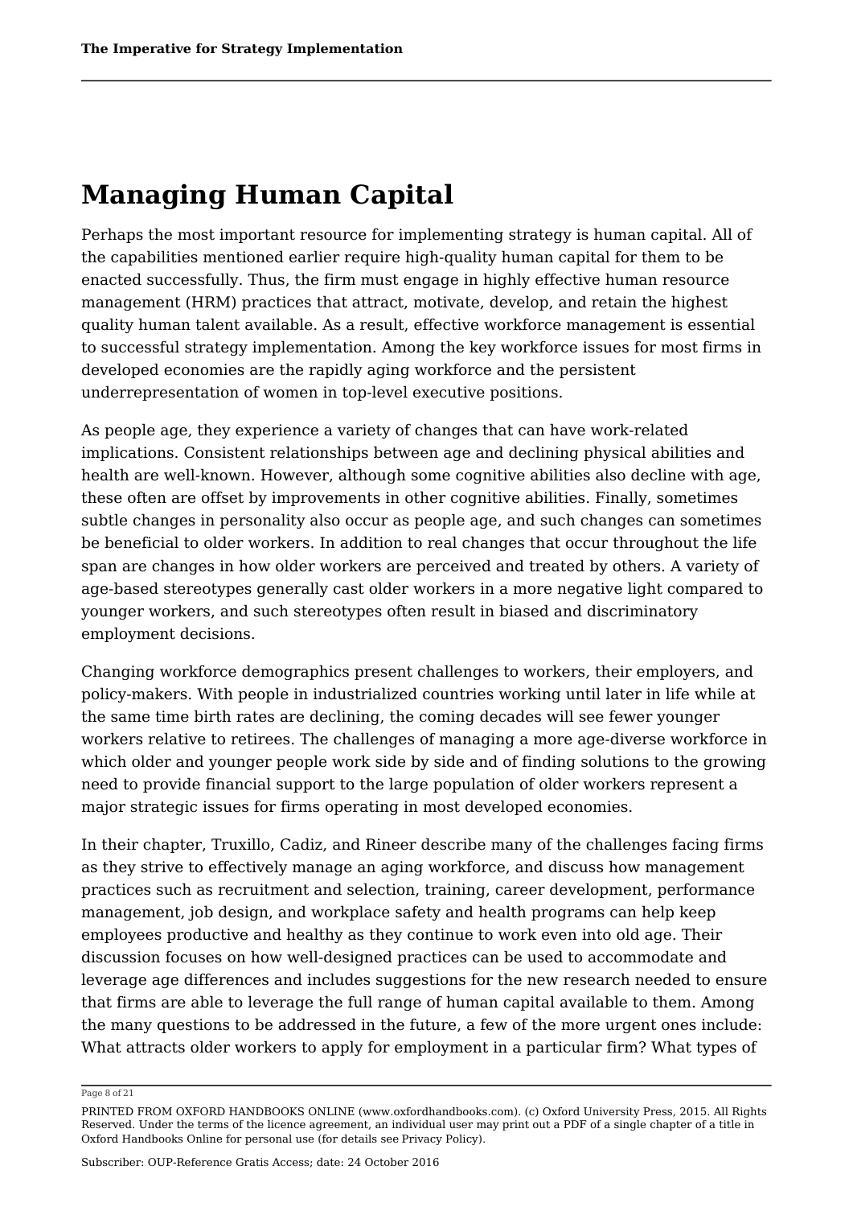# Managing Human Capital

Perhaps the most important resource for implementing strategy is human capital. All of the capabilities mentioned earlier require high-quality human capital for them to be enacted successfully. Thus, the firm must engage in highly effective human resource management (HRM) practices that attract, motivate, develop, and retain the highest quality human talent available. As a result, effective workforce management is essential to successful strategy implementation. Among the key workforce issues for most firms in developed economies are the rapidly aging workforce and the persistent underrepresentation of women in top-level executive positions.

As people age, they experience a variety of changes that can have work-related implications. Consistent relationships between age and declining physical abilities and health are well-known. However, although some cognitive abilities also decline with age, these often are offset by improvements in other cognitive abilities. Finally, sometimes subtle changes in personality also occur as people age, and such changes can sometimes be beneficial to older workers. In addition to real changes that occur throughout the life span are changes in how older workers are perceived and treated by others. A variety of age-based stereotypes generally cast older workers in a more negative light compared to younger workers, and such stereotypes often result in biased and discriminatory employment decisions.

Changing workforce demographics present challenges to workers, their employers, and policy-makers. With people in industrialized countries working until later in life while at the same time birth rates are declining, the coming decades will see fewer younger workers relative to retirees. The challenges of managing a more age-diverse workforce in which older and younger people work side by side and of finding solutions to the growing need to provide financial support to the large population of older workers represent a major strategic issues for firms operating in most developed economies.

In their chapter, Truxillo, Cadiz, and Rineer describe many of the challenges facing firms as they strive to effectively manage an aging workforce, and discuss how management practices such as recruitment and selection, training, career development, performance management, job design, and workplace safety and health programs can help keep employees productive and healthy as they continue to work even into old age. Their discussion focuses on how well-designed practices can be used to accommodate and leverage age differences and includes suggestions for the new research needed to ensure that firms are able to leverage the full range of human capital available to them. Among the many questions to be addressed in the future, a few of the more urgent ones include: What attracts older workers to apply for employment in a particular firm? What types of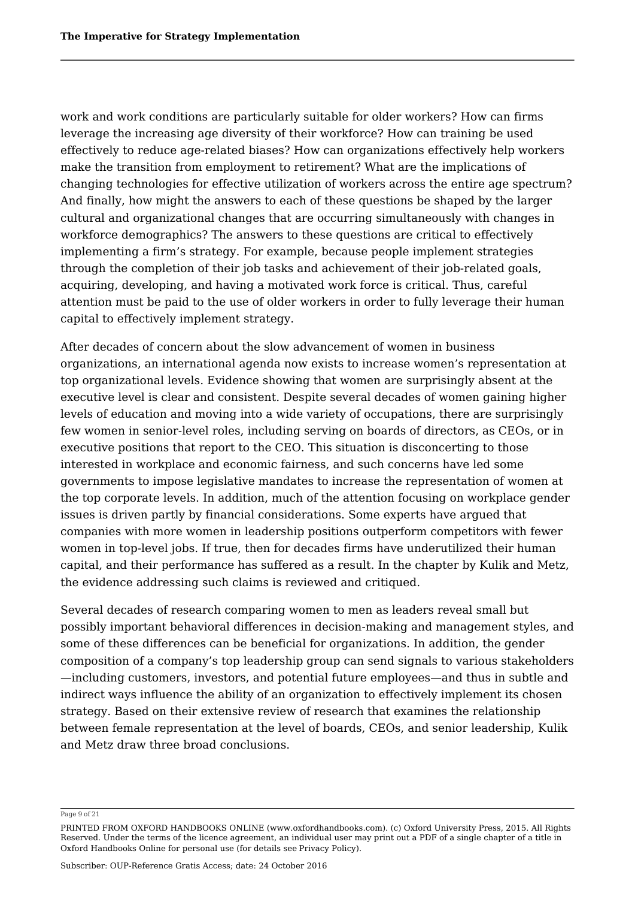work and work conditions are particularly suitable for older workers? How can firms leverage the increasing age diversity of their workforce? How can training be used effectively to reduce age-related biases? How can organizations effectively help workers make the transition from employment to retirement? What are the implications of changing technologies for effective utilization of workers across the entire age spectrum? And finally, how might the answers to each of these questions be shaped by the larger cultural and organizational changes that are occurring simultaneously with changes in workforce demographics? The answers to these questions are critical to effectively implementing a firm's strategy. For example, because people implement strategies through the completion of their job tasks and achievement of their job-related goals, acquiring, developing, and having a motivated work force is critical. Thus, careful attention must be paid to the use of older workers in order to fully leverage their human capital to effectively implement strategy.

After decades of concern about the slow advancement of women in business organizations, an international agenda now exists to increase women's representation at top organizational levels. Evidence showing that women are surprisingly absent at the executive level is clear and consistent. Despite several decades of women gaining higher levels of education and moving into a wide variety of occupations, there are surprisingly few women in senior-level roles, including serving on boards of directors, as CEOs, or in executive positions that report to the CEO. This situation is disconcerting to those interested in workplace and economic fairness, and such concerns have led some governments to impose legislative mandates to increase the representation of women at the top corporate levels. In addition, much of the attention focusing on workplace gender issues is driven partly by financial considerations. Some experts have argued that companies with more women in leadership positions outperform competitors with fewer women in top-level jobs. If true, then for decades firms have underutilized their human capital, and their performance has suffered as a result. In the chapter by Kulik and Metz, the evidence addressing such claims is reviewed and critiqued.

Several decades of research comparing women to men as leaders reveal small but possibly important behavioral differences in decision-making and management styles, and some of these differences can be beneficial for organizations. In addition, the gender composition of a company's top leadership group can send signals to various stakeholders —including customers, investors, and potential future employees—and thus in subtle and indirect ways influence the ability of an organization to effectively implement its chosen strategy. Based on their extensive review of research that examines the relationship between female representation at the level of boards, CEOs, and senior leadership, Kulik and Metz draw three broad conclusions.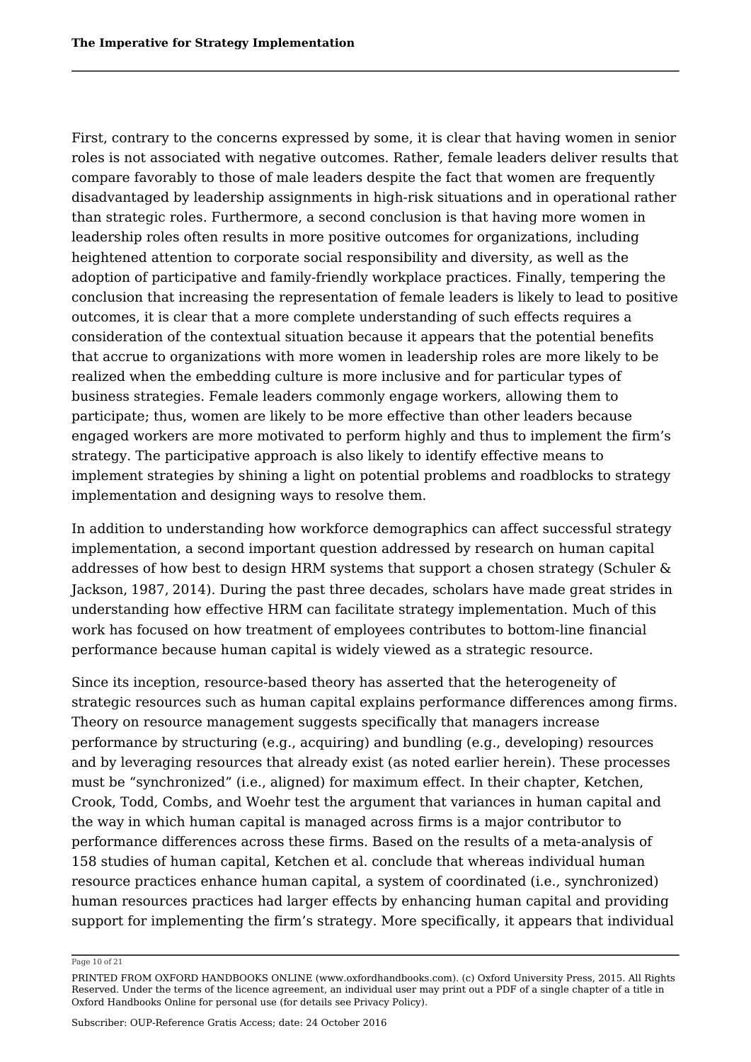First, contrary to the concerns expressed by some, it is clear that having women in senior roles is not associated with negative outcomes. Rather, female leaders deliver results that compare favorably to those of male leaders despite the fact that women are frequently disadvantaged by leadership assignments in high-risk situations and in operational rather than strategic roles. Furthermore, a second conclusion is that having more women in leadership roles often results in more positive outcomes for organizations, including heightened attention to corporate social responsibility and diversity, as well as the adoption of participative and family-friendly workplace practices. Finally, tempering the conclusion that increasing the representation of female leaders is likely to lead to positive outcomes, it is clear that a more complete understanding of such effects requires a consideration of the contextual situation because it appears that the potential benefits that accrue to organizations with more women in leadership roles are more likely to be realized when the embedding culture is more inclusive and for particular types of business strategies. Female leaders commonly engage workers, allowing them to participate; thus, women are likely to be more effective than other leaders because engaged workers are more motivated to perform highly and thus to implement the firm's strategy. The participative approach is also likely to identify effective means to implement strategies by shining a light on potential problems and roadblocks to strategy implementation and designing ways to resolve them.

In addition to understanding how workforce demographics can affect successful strategy implementation, a second important question addressed by research on human capital addresses of how best to design HRM systems that support a chosen strategy (Schuler & Jackson, 1987, 2014). During the past three decades, scholars have made great strides in understanding how effective HRM can facilitate strategy implementation. Much of this work has focused on how treatment of employees contributes to bottom-line financial performance because human capital is widely viewed as a strategic resource.

Since its inception, resource-based theory has asserted that the heterogeneity of strategic resources such as human capital explains performance differences among firms. Theory on resource management suggests specifically that managers increase performance by structuring (e.g., acquiring) and bundling (e.g., developing) resources and by leveraging resources that already exist (as noted earlier herein). These processes must be "synchronized" (i.e., aligned) for maximum effect. In their chapter, Ketchen, Crook, Todd, Combs, and Woehr test the argument that variances in human capital and the way in which human capital is managed across firms is a major contributor to performance differences across these firms. Based on the results of a meta-analysis of 158 studies of human capital, Ketchen et al. conclude that whereas individual human resource practices enhance human capital, a system of coordinated (i.e., synchronized) human resources practices had larger effects by enhancing human capital and providing support for implementing the firm's strategy. More specifically, it appears that individual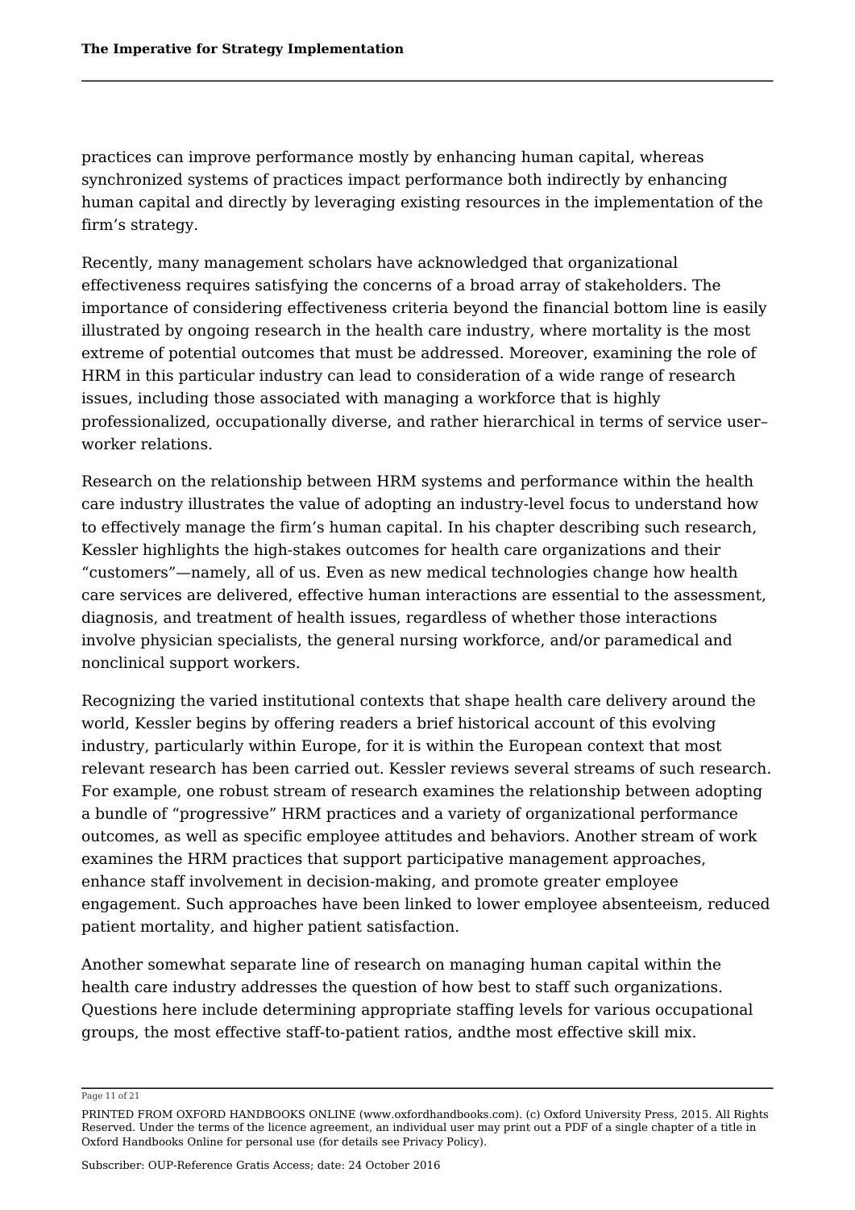practices can improve performance mostly by enhancing human capital, whereas synchronized systems of practices impact performance both indirectly by enhancing human capital and directly by leveraging existing resources in the implementation of the firm's strategy.

Recently, many management scholars have acknowledged that organizational effectiveness requires satisfying the concerns of a broad array of stakeholders. The importance of considering effectiveness criteria beyond the financial bottom line is easily illustrated by ongoing research in the health care industry, where mortality is the most extreme of potential outcomes that must be addressed. Moreover, examining the role of HRM in this particular industry can lead to consideration of a wide range of research issues, including those associated with managing a workforce that is highly professionalized, occupationally diverse, and rather hierarchical in terms of service user–worker relations.

Research on the relationship between HRM systems and performance within the health care industry illustrates the value of adopting an industry-level focus to understand how to effectively manage the firm's human capital. In his chapter describing such research, Kessler highlights the high-stakes outcomes for health care organizations and their "customers"—namely, all of us. Even as new medical technologies change how health care services are delivered, effective human interactions are essential to the assessment, diagnosis, and treatment of health issues, regardless of whether those interactions involve physician specialists, the general nursing workforce, and/or paramedical and nonclinical support workers.

Recognizing the varied institutional contexts that shape health care delivery around the world, Kessler begins by offering readers a brief historical account of this evolving industry, particularly within Europe, for it is within the European context that most relevant research has been carried out. Kessler reviews several streams of such research. For example, one robust stream of research examines the relationship between adopting a bundle of "progressive" HRM practices and a variety of organizational performance outcomes, as well as specific employee attitudes and behaviors. Another stream of work examines the HRM practices that support participative management approaches, enhance staff involvement in decision-making, and promote greater employee engagement. Such approaches have been linked to lower employee absenteeism, reduced patient mortality, and higher patient satisfaction.

Another somewhat separate line of research on managing human capital within the health care industry addresses the question of how best to staff such organizations. Questions here include determining appropriate staffing levels for various occupational groups, the most effective staff-to-patient ratios, andthe most effective skill mix.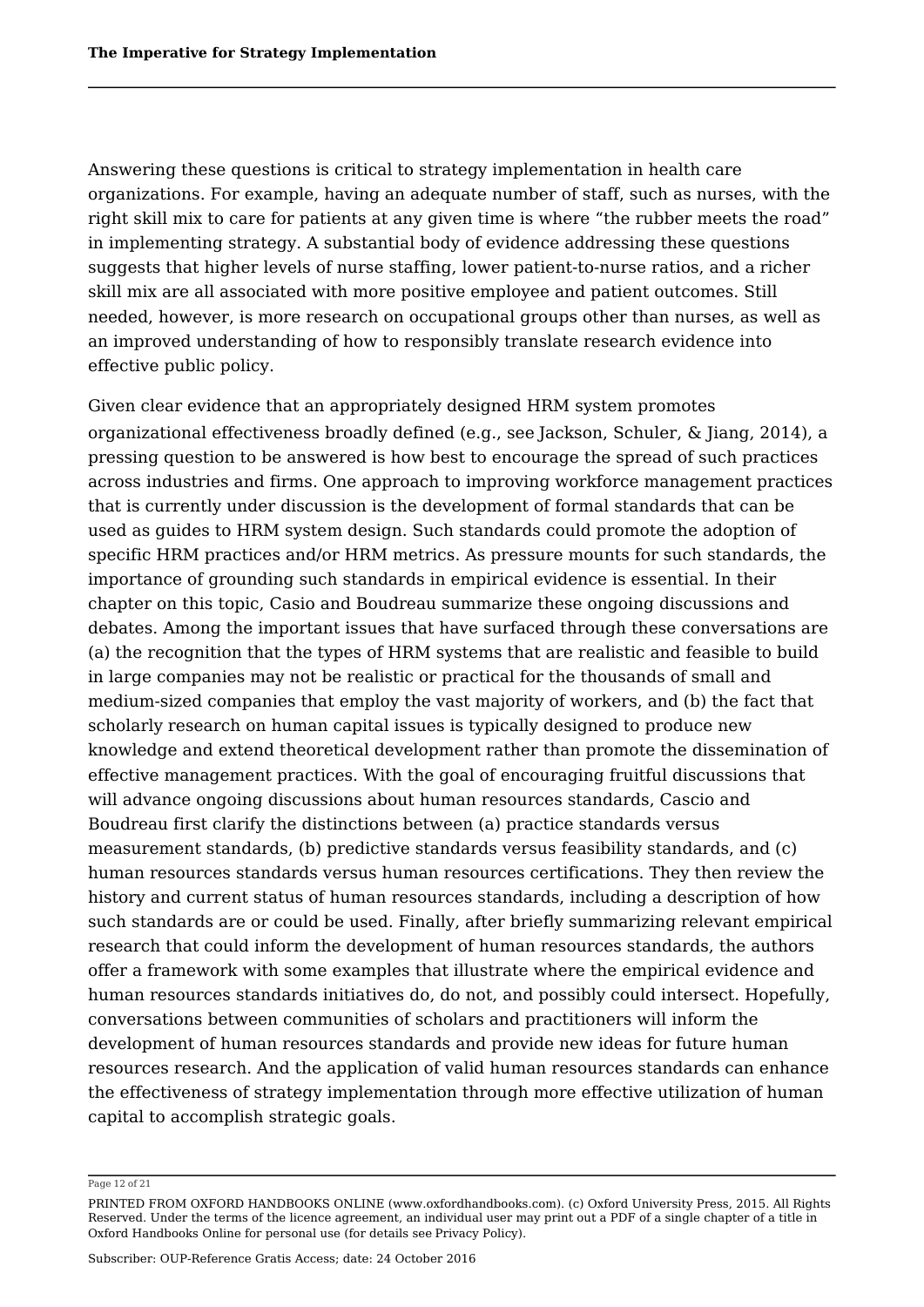Answering these questions is critical to strategy implementation in health care organizations. For example, having an adequate number of staff, such as nurses, with the right skill mix to care for patients at any given time is where “the rubber meets the road” in implementing strategy. A substantial body of evidence addressing these questions suggests that higher levels of nurse staffing, lower patient-to-nurse ratios, and a richer skill mix are all associated with more positive employee and patient outcomes. Still needed, however, is more research on occupational groups other than nurses, as well as an improved understanding of how to responsibly translate research evidence into effective public policy.

Given clear evidence that an appropriately designed HRM system promotes organizational effectiveness broadly defined (e.g., see Jackson, Schuler, & Jiang, 2014), a pressing question to be answered is how best to encourage the spread of such practices across industries and firms. One approach to improving workforce management practices that is currently under discussion is the development of formal standards that can be used as guides to HRM system design. Such standards could promote the adoption of specific HRM practices and/or HRM metrics. As pressure mounts for such standards, the importance of grounding such standards in empirical evidence is essential. In their chapter on this topic, Casio and Boudreau summarize these ongoing discussions and debates. Among the important issues that have surfaced through these conversations are (a) the recognition that the types of HRM systems that are realistic and feasible to build in large companies may not be realistic or practical for the thousands of small and medium-sized companies that employ the vast majority of workers, and (b) the fact that scholarly research on human capital issues is typically designed to produce new knowledge and extend theoretical development rather than promote the dissemination of effective management practices. With the goal of encouraging fruitful discussions that will advance ongoing discussions about human resources standards, Cascio and Boudreau first clarify the distinctions between (a) practice standards versus measurement standards, (b) predictive standards versus feasibility standards, and (c) human resources standards versus human resources certifications. They then review the history and current status of human resources standards, including a description of how such standards are or could be used. Finally, after briefly summarizing relevant empirical research that could inform the development of human resources standards, the authors offer a framework with some examples that illustrate where the empirical evidence and human resources standards initiatives do, do not, and possibly could intersect. Hopefully, conversations between communities of scholars and practitioners will inform the development of human resources standards and provide new ideas for future human resources research. And the application of valid human resources standards can enhance the effectiveness of strategy implementation through more effective utilization of human capital to accomplish strategic goals.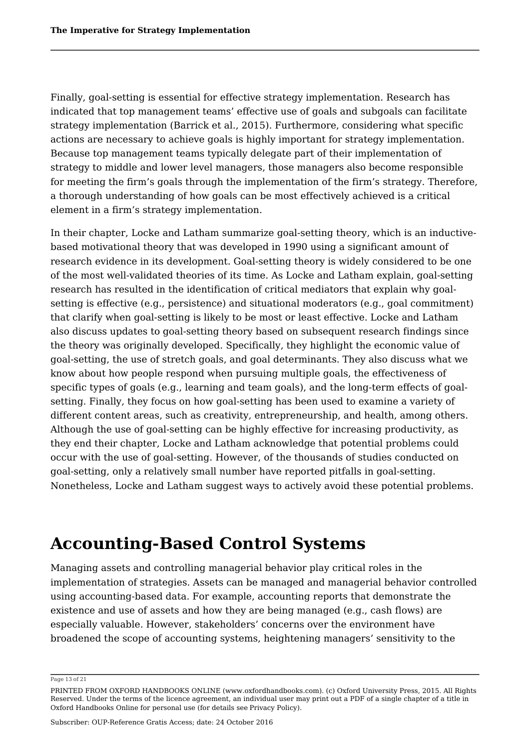Finally, goal-setting is essential for effective strategy implementation. Research has indicated that top management teams' effective use of goals and subgoals can facilitate strategy implementation (Barrick et al., 2015). Furthermore, considering what specific actions are necessary to achieve goals is highly important for strategy implementation. Because top management teams typically delegate part of their implementation of strategy to middle and lower level managers, those managers also become responsible for meeting the firm's goals through the implementation of the firm's strategy. Therefore, a thorough understanding of how goals can be most effectively achieved is a critical element in a firm's strategy implementation.

In their chapter, Locke and Latham summarize goal-setting theory, which is an inductive-based motivational theory that was developed in 1990 using a significant amount of research evidence in its development. Goal-setting theory is widely considered to be one of the most well-validated theories of its time. As Locke and Latham explain, goal-setting research has resulted in the identification of critical mediators that explain why goal-setting is effective (e.g., persistence) and situational moderators (e.g., goal commitment) that clarify when goal-setting is likely to be most or least effective. Locke and Latham also discuss updates to goal-setting theory based on subsequent research findings since the theory was originally developed. Specifically, they highlight the economic value of goal-setting, the use of stretch goals, and goal determinants. They also discuss what we know about how people respond when pursuing multiple goals, the effectiveness of specific types of goals (e.g., learning and team goals), and the long-term effects of goal-setting. Finally, they focus on how goal-setting has been used to examine a variety of different content areas, such as creativity, entrepreneurship, and health, among others. Although the use of goal-setting can be highly effective for increasing productivity, as they end their chapter, Locke and Latham acknowledge that potential problems could occur with the use of goal-setting. However, of the thousands of studies conducted on goal-setting, only a relatively small number have reported pitfalls in goal-setting. Nonetheless, Locke and Latham suggest ways to actively avoid these potential problems.

## Accounting-Based Control Systems

Managing assets and controlling managerial behavior play critical roles in the implementation of strategies. Assets can be managed and managerial behavior controlled using accounting-based data. For example, accounting reports that demonstrate the existence and use of assets and how they are being managed (e.g., cash flows) are especially valuable. However, stakeholders' concerns over the environment have broadened the scope of accounting systems, heightening managers' sensitivity to the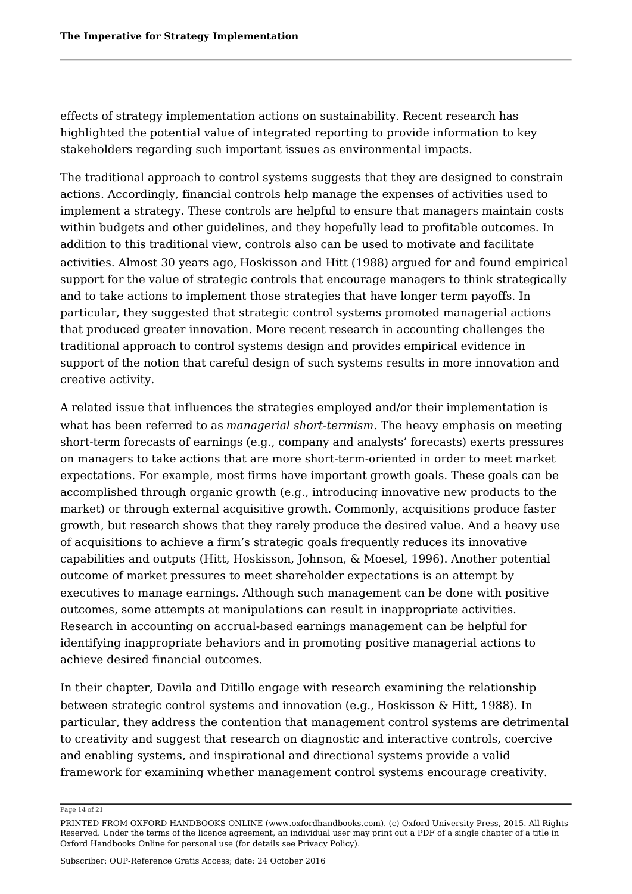effects of strategy implementation actions on sustainability. Recent research has highlighted the potential value of integrated reporting to provide information to key stakeholders regarding such important issues as environmental impacts.

The traditional approach to control systems suggests that they are designed to constrain actions. Accordingly, financial controls help manage the expenses of activities used to implement a strategy. These controls are helpful to ensure that managers maintain costs within budgets and other guidelines, and they hopefully lead to profitable outcomes. In addition to this traditional view, controls also can be used to motivate and facilitate activities. Almost 30 years ago, Hoskisson and Hitt (1988) argued for and found empirical support for the value of strategic controls that encourage managers to think strategically and to take actions to implement those strategies that have longer term payoffs. In particular, they suggested that strategic control systems promoted managerial actions that produced greater innovation. More recent research in accounting challenges the traditional approach to control systems design and provides empirical evidence in support of the notion that careful design of such systems results in more innovation and creative activity.

A related issue that influences the strategies employed and/or their implementation is what has been referred to as *managerial short-termism*. The heavy emphasis on meeting short-term forecasts of earnings (e.g., company and analysts' forecasts) exerts pressures on managers to take actions that are more short-term-oriented in order to meet market expectations. For example, most firms have important growth goals. These goals can be accomplished through organic growth (e.g., introducing innovative new products to the market) or through external acquisitive growth. Commonly, acquisitions produce faster growth, but research shows that they rarely produce the desired value. And a heavy use of acquisitions to achieve a firm's strategic goals frequently reduces its innovative capabilities and outputs (Hitt, Hoskisson, Johnson, & Moesel, 1996). Another potential outcome of market pressures to meet shareholder expectations is an attempt by executives to manage earnings. Although such management can be done with positive outcomes, some attempts at manipulations can result in inappropriate activities. Research in accounting on accrual-based earnings management can be helpful for identifying inappropriate behaviors and in promoting positive managerial actions to achieve desired financial outcomes.

In their chapter, Davila and Ditillo engage with research examining the relationship between strategic control systems and innovation (e.g., Hoskisson & Hitt, 1988). In particular, they address the contention that management control systems are detrimental to creativity and suggest that research on diagnostic and interactive controls, coercive and enabling systems, and inspirational and directional systems provide a valid framework for examining whether management control systems encourage creativity.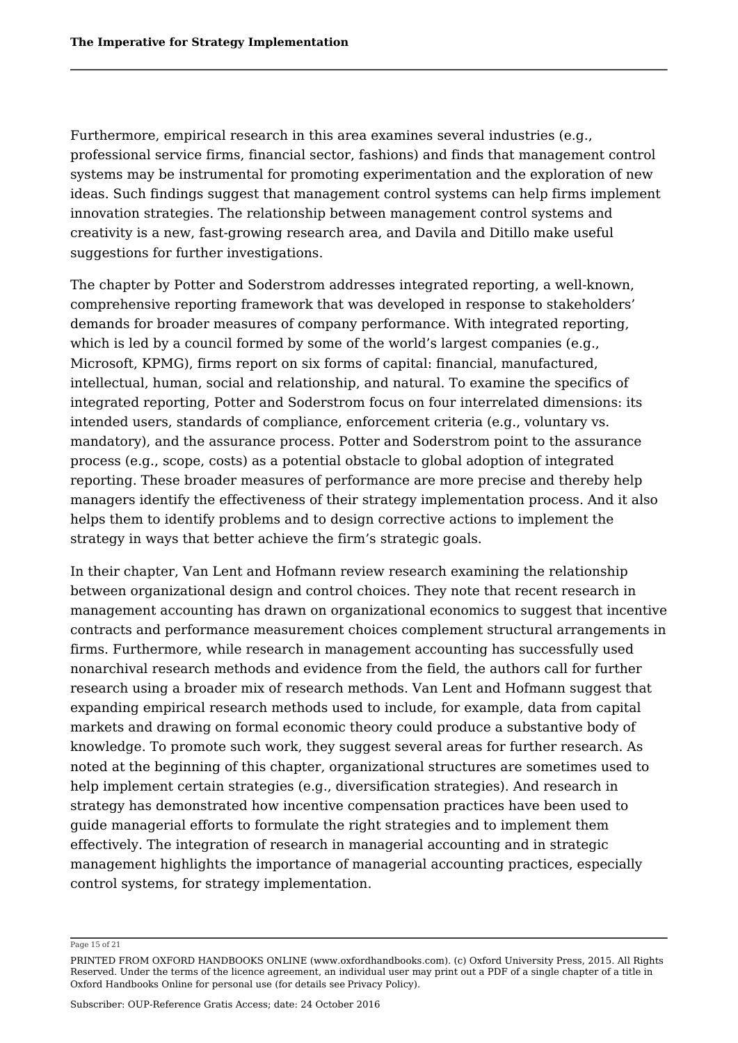Furthermore, empirical research in this area examines several industries (e.g., professional service firms, financial sector, fashions) and finds that management control systems may be instrumental for promoting experimentation and the exploration of new ideas. Such findings suggest that management control systems can help firms implement innovation strategies. The relationship between management control systems and creativity is a new, fast-growing research area, and Davila and Ditillo make useful suggestions for further investigations.

The chapter by Potter and Soderstrom addresses integrated reporting, a well-known, comprehensive reporting framework that was developed in response to stakeholders' demands for broader measures of company performance. With integrated reporting, which is led by a council formed by some of the world's largest companies (e.g., Microsoft, KPMG), firms report on six forms of capital: financial, manufactured, intellectual, human, social and relationship, and natural. To examine the specifics of integrated reporting, Potter and Soderstrom focus on four interrelated dimensions: its intended users, standards of compliance, enforcement criteria (e.g., voluntary vs. mandatory), and the assurance process. Potter and Soderstrom point to the assurance process (e.g., scope, costs) as a potential obstacle to global adoption of integrated reporting. These broader measures of performance are more precise and thereby help managers identify the effectiveness of their strategy implementation process. And it also helps them to identify problems and to design corrective actions to implement the strategy in ways that better achieve the firm's strategic goals.

In their chapter, Van Lent and Hofmann review research examining the relationship between organizational design and control choices. They note that recent research in management accounting has drawn on organizational economics to suggest that incentive contracts and performance measurement choices complement structural arrangements in firms. Furthermore, while research in management accounting has successfully used nonarchival research methods and evidence from the field, the authors call for further research using a broader mix of research methods. Van Lent and Hofmann suggest that expanding empirical research methods used to include, for example, data from capital markets and drawing on formal economic theory could produce a substantive body of knowledge. To promote such work, they suggest several areas for further research. As noted at the beginning of this chapter, organizational structures are sometimes used to help implement certain strategies (e.g., diversification strategies). And research in strategy has demonstrated how incentive compensation practices have been used to guide managerial efforts to formulate the right strategies and to implement them effectively. The integration of research in managerial accounting and in strategic management highlights the importance of managerial accounting practices, especially control systems, for strategy implementation.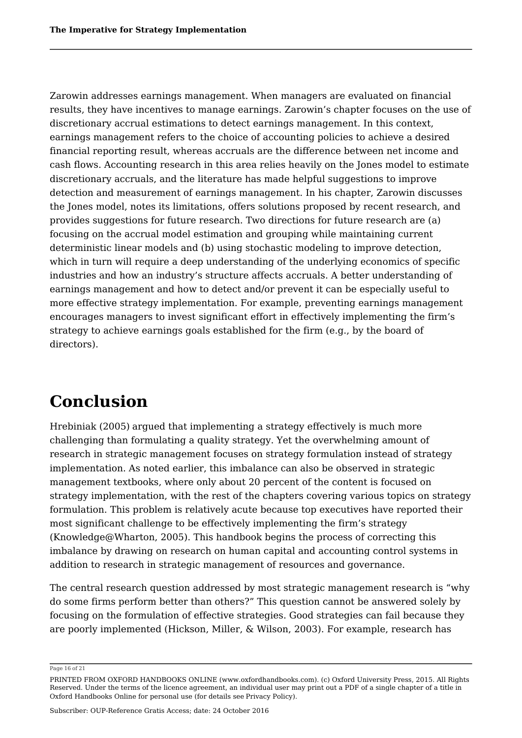Zarowin addresses earnings management. When managers are evaluated on financial results, they have incentives to manage earnings. Zarowin's chapter focuses on the use of discretionary accrual estimations to detect earnings management. In this context, earnings management refers to the choice of accounting policies to achieve a desired financial reporting result, whereas accruals are the difference between net income and cash flows. Accounting research in this area relies heavily on the Jones model to estimate discretionary accruals, and the literature has made helpful suggestions to improve detection and measurement of earnings management. In his chapter, Zarowin discusses the Jones model, notes its limitations, offers solutions proposed by recent research, and provides suggestions for future research. Two directions for future research are (a) focusing on the accrual model estimation and grouping while maintaining current deterministic linear models and (b) using stochastic modeling to improve detection, which in turn will require a deep understanding of the underlying economics of specific industries and how an industry's structure affects accruals. A better understanding of earnings management and how to detect and/or prevent it can be especially useful to more effective strategy implementation. For example, preventing earnings management encourages managers to invest significant effort in effectively implementing the firm's strategy to achieve earnings goals established for the firm (e.g., by the board of directors).

# Conclusion

Hrebiniak (2005) argued that implementing a strategy effectively is much more challenging than formulating a quality strategy. Yet the overwhelming amount of research in strategic management focuses on strategy formulation instead of strategy implementation. As noted earlier, this imbalance can also be observed in strategic management textbooks, where only about 20 percent of the content is focused on strategy implementation, with the rest of the chapters covering various topics on strategy formulation. This problem is relatively acute because top executives have reported their most significant challenge to be effectively implementing the firm's strategy (Knowledge@Wharton, 2005). This handbook begins the process of correcting this imbalance by drawing on research on human capital and accounting control systems in addition to research in strategic management of resources and governance.

The central research question addressed by most strategic management research is "why do some firms perform better than others?" This question cannot be answered solely by focusing on the formulation of effective strategies. Good strategies can fail because they are poorly implemented (Hickson, Miller, & Wilson, 2003). For example, research has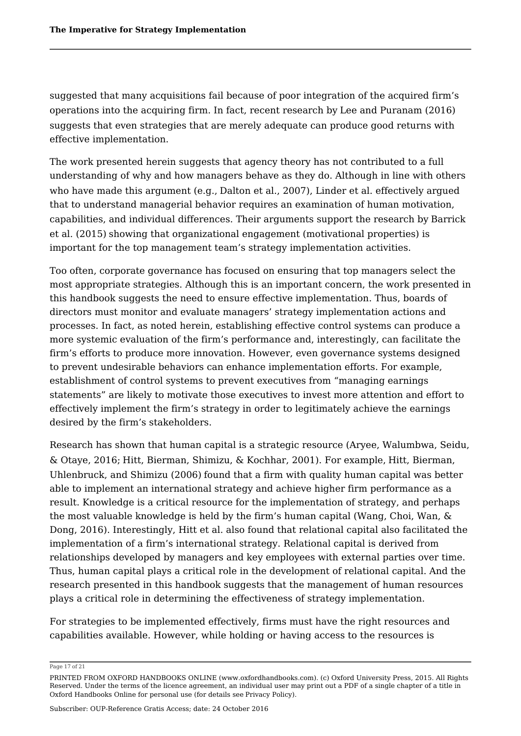suggested that many acquisitions fail because of poor integration of the acquired firm's operations into the acquiring firm. In fact, recent research by Lee and Puranam (2016) suggests that even strategies that are merely adequate can produce good returns with effective implementation.

The work presented herein suggests that agency theory has not contributed to a full understanding of why and how managers behave as they do. Although in line with others who have made this argument (e.g., Dalton et al., 2007), Linder et al. effectively argued that to understand managerial behavior requires an examination of human motivation, capabilities, and individual differences. Their arguments support the research by Barrick et al. (2015) showing that organizational engagement (motivational properties) is important for the top management team's strategy implementation activities.

Too often, corporate governance has focused on ensuring that top managers select the most appropriate strategies. Although this is an important concern, the work presented in this handbook suggests the need to ensure effective implementation. Thus, boards of directors must monitor and evaluate managers' strategy implementation actions and processes. In fact, as noted herein, establishing effective control systems can produce a more systemic evaluation of the firm's performance and, interestingly, can facilitate the firm's efforts to produce more innovation. However, even governance systems designed to prevent undesirable behaviors can enhance implementation efforts. For example, establishment of control systems to prevent executives from "managing earnings statements" are likely to motivate those executives to invest more attention and effort to effectively implement the firm's strategy in order to legitimately achieve the earnings desired by the firm's stakeholders.

Research has shown that human capital is a strategic resource (Aryee, Walumbwa, Seidu, & Otaye, 2016; Hitt, Bierman, Shimizu, & Kochhar, 2001). For example, Hitt, Bierman, Uhlenbruck, and Shimizu (2006) found that a firm with quality human capital was better able to implement an international strategy and achieve higher firm performance as a result. Knowledge is a critical resource for the implementation of strategy, and perhaps the most valuable knowledge is held by the firm's human capital (Wang, Choi, Wan, & Dong, 2016). Interestingly, Hitt et al. also found that relational capital also facilitated the implementation of a firm's international strategy. Relational capital is derived from relationships developed by managers and key employees with external parties over time. Thus, human capital plays a critical role in the development of relational capital. And the research presented in this handbook suggests that the management of human resources plays a critical role in determining the effectiveness of strategy implementation.

For strategies to be implemented effectively, firms must have the right resources and capabilities available. However, while holding or having access to the resources is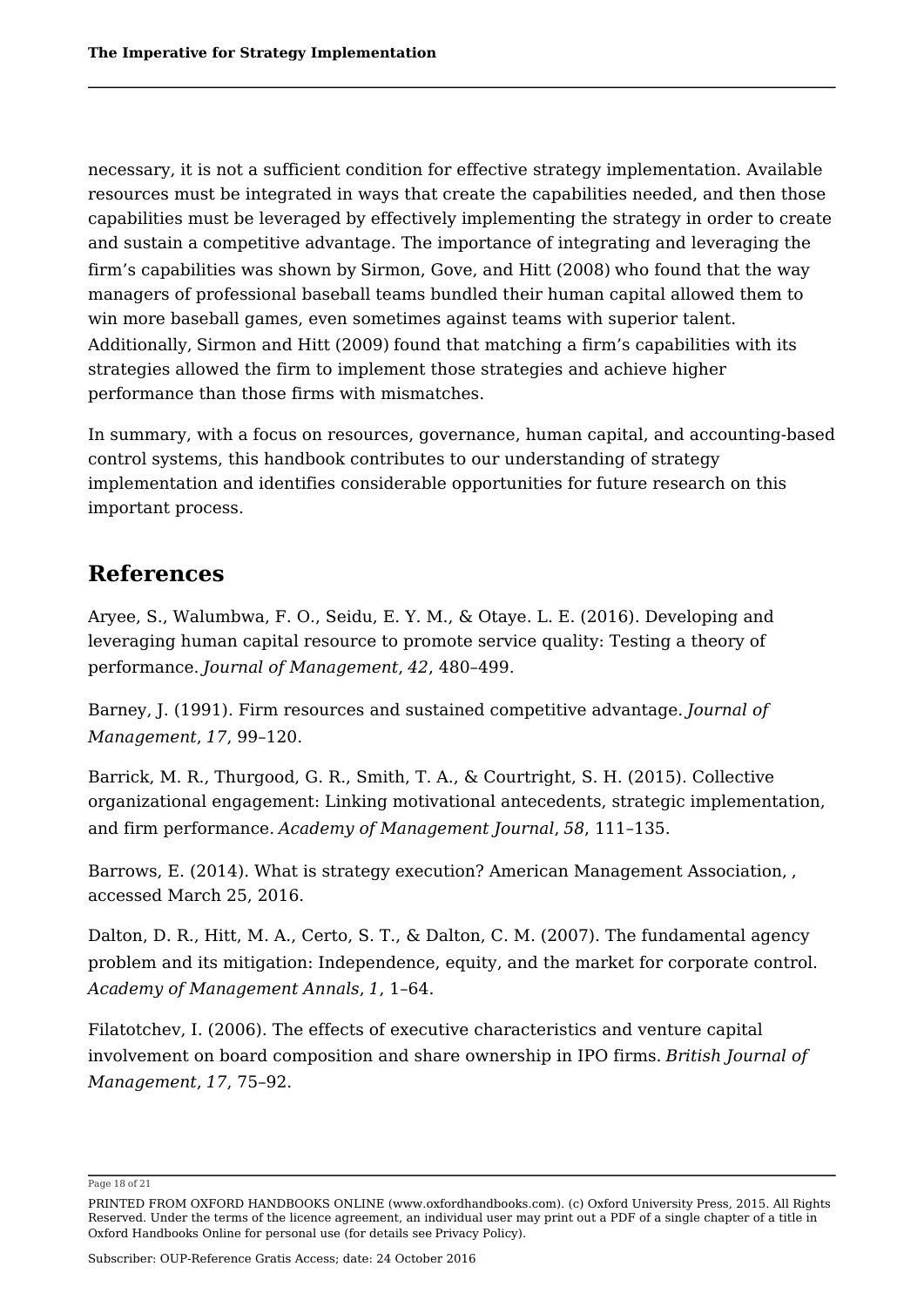necessary, it is not a sufficient condition for effective strategy implementation. Available resources must be integrated in ways that create the capabilities needed, and then those capabilities must be leveraged by effectively implementing the strategy in order to create and sustain a competitive advantage. The importance of integrating and leveraging the firm's capabilities was shown by Sirmon, Gove, and Hitt (2008) who found that the way managers of professional baseball teams bundled their human capital allowed them to win more baseball games, even sometimes against teams with superior talent. Additionally, Sirmon and Hitt (2009) found that matching a firm's capabilities with its strategies allowed the firm to implement those strategies and achieve higher performance than those firms with mismatches.

In summary, with a focus on resources, governance, human capital, and accounting-based control systems, this handbook contributes to our understanding of strategy implementation and identifies considerable opportunities for future research on this important process.

## References

Aryee, S., Walumbwa, F. O., Seidu, E. Y. M., & Otaye. L. E. (2016). Developing and leveraging human capital resource to promote service quality: Testing a theory of performance. *Journal of Management*, *42*, 480–499.

Barney, J. (1991). Firm resources and sustained competitive advantage. *Journal of Management*, *17*, 99–120.

Barrick, M. R., Thurgood, G. R., Smith, T. A., & Courtright, S. H. (2015). Collective organizational engagement: Linking motivational antecedents, strategic implementation, and firm performance. *Academy of Management Journal*, *58*, 111–135.

Barrows, E. (2014). What is strategy execution? American Management Association, , accessed March 25, 2016.

Dalton, D. R., Hitt, M. A., Certo, S. T., & Dalton, C. M. (2007). The fundamental agency problem and its mitigation: Independence, equity, and the market for corporate control. *Academy of Management Annals*, *1*, 1–64.

Filatotchev, I. (2006). The effects of executive characteristics and venture capital involvement on board composition and share ownership in IPO firms. *British Journal of Management*, *17*, 75–92.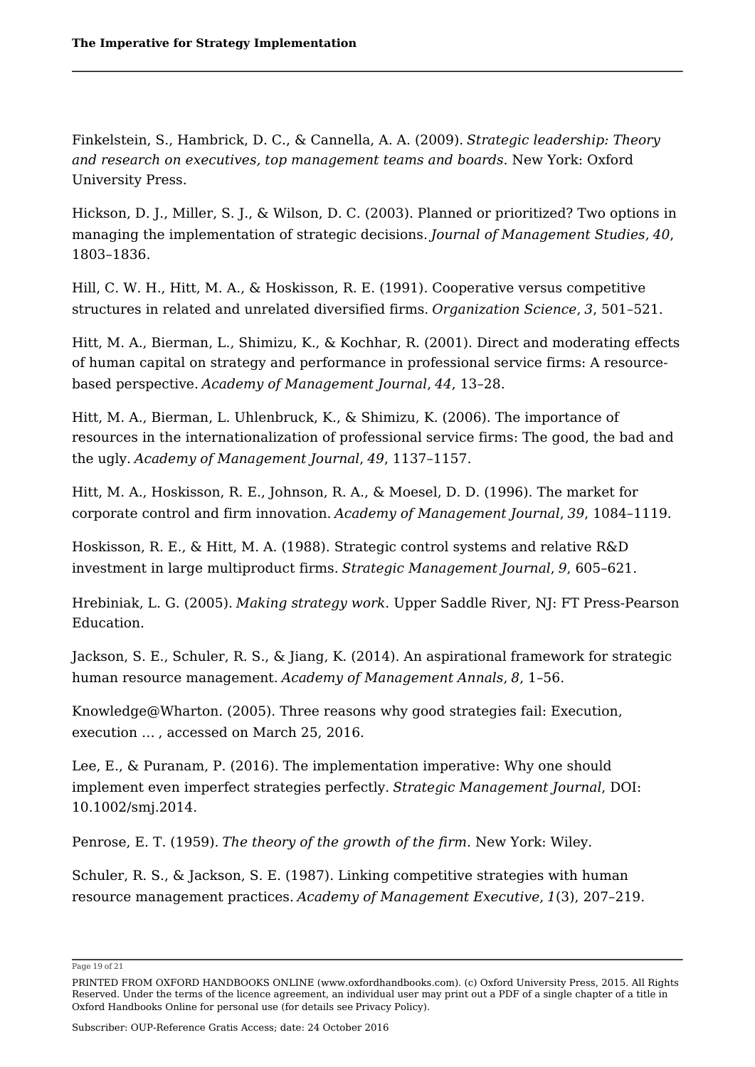Finkelstein, S., Hambrick, D. C., & Cannella, A. A. (2009). *Strategic leadership: Theory and research on executives, top management teams and boards*. New York: Oxford University Press.

Hickson, D. J., Miller, S. J., & Wilson, D. C. (2003). Planned or prioritized? Two options in managing the implementation of strategic decisions. *Journal of Management Studies*, *40*, 1803–1836.

Hill, C. W. H., Hitt, M. A., & Hoskisson, R. E. (1991). Cooperative versus competitive structures in related and unrelated diversified firms. *Organization Science*, *3*, 501–521.

Hitt, M. A., Bierman, L., Shimizu, K., & Kochhar, R. (2001). Direct and moderating effects of human capital on strategy and performance in professional service firms: A resource-based perspective. *Academy of Management Journal*, *44*, 13–28.

Hitt, M. A., Bierman, L. Uhlenbruck, K., & Shimizu, K. (2006). The importance of resources in the internationalization of professional service firms: The good, the bad and the ugly. *Academy of Management Journal*, *49*, 1137–1157.

Hitt, M. A., Hoskisson, R. E., Johnson, R. A., & Moesel, D. D. (1996). The market for corporate control and firm innovation. *Academy of Management Journal*, *39*, 1084–1119.

Hoskisson, R. E., & Hitt, M. A. (1988). Strategic control systems and relative R&D investment in large multiproduct firms. *Strategic Management Journal*, *9*, 605–621.

Hrebiniak, L. G. (2005). *Making strategy work*. Upper Saddle River, NJ: FT Press-Pearson Education.

Jackson, S. E., Schuler, R. S., & Jiang, K. (2014). An aspirational framework for strategic human resource management. *Academy of Management Annals*, *8*, 1–56.

Knowledge@Wharton. (2005). Three reasons why good strategies fail: Execution, execution ... , accessed on March 25, 2016.

Lee, E., & Puranam, P. (2016). The implementation imperative: Why one should implement even imperfect strategies perfectly. *Strategic Management Journal*, DOI: 10.1002/smj.2014.

Penrose, E. T. (1959). *The theory of the growth of the firm*. New York: Wiley.

Schuler, R. S., & Jackson, S. E. (1987). Linking competitive strategies with human resource management practices. *Academy of Management Executive*, *1*(3), 207–219.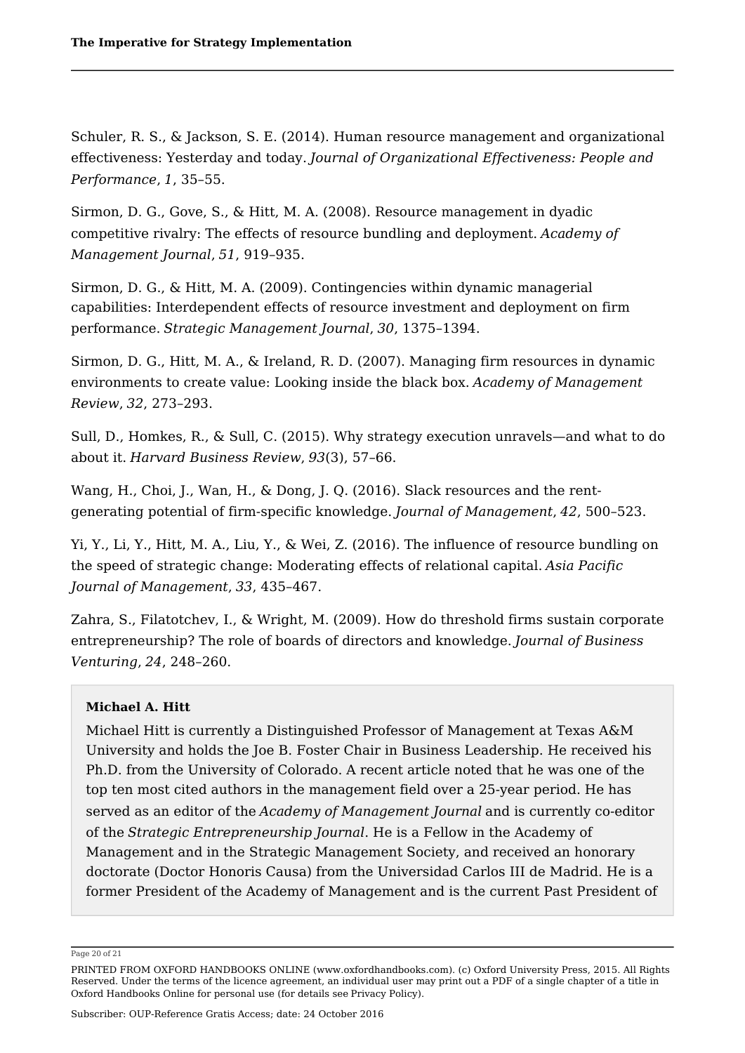Schuler, R. S., & Jackson, S. E. (2014). Human resource management and organizational effectiveness: Yesterday and today. *Journal of Organizational Effectiveness: People and Performance*, *1*, 35–55.

Sirmon, D. G., Gove, S., & Hitt, M. A. (2008). Resource management in dyadic competitive rivalry: The effects of resource bundling and deployment. *Academy of Management Journal*, *51*, 919–935.

Sirmon, D. G., & Hitt, M. A. (2009). Contingencies within dynamic managerial capabilities: Interdependent effects of resource investment and deployment on firm performance. *Strategic Management Journal*, *30*, 1375–1394.

Sirmon, D. G., Hitt, M. A., & Ireland, R. D. (2007). Managing firm resources in dynamic environments to create value: Looking inside the black box. *Academy of Management Review*, *32*, 273–293.

Sull, D., Homkes, R., & Sull, C. (2015). Why strategy execution unravels—and what to do about it. *Harvard Business Review*, *93*(3), 57–66.

Wang, H., Choi, J., Wan, H., & Dong, J. Q. (2016). Slack resources and the rent-generating potential of firm-specific knowledge. *Journal of Management*, *42*, 500–523.

Yi, Y., Li, Y., Hitt, M. A., Liu, Y., & Wei, Z. (2016). The influence of resource bundling on the speed of strategic change: Moderating effects of relational capital. *Asia Pacific Journal of Management*, *33*, 435–467.

Zahra, S., Filatotchev, I., & Wright, M. (2009). How do threshold firms sustain corporate entrepreneurship? The role of boards of directors and knowledge. *Journal of Business Venturing*, *24*, 248–260.

**Michael A. Hitt**

Michael Hitt is currently a Distinguished Professor of Management at Texas A&M University and holds the Joe B. Foster Chair in Business Leadership. He received his Ph.D. from the University of Colorado. A recent article noted that he was one of the top ten most cited authors in the management field over a 25-year period. He has served as an editor of the *Academy of Management Journal* and is currently co-editor of the *Strategic Entrepreneurship Journal*. He is a Fellow in the Academy of Management and in the Strategic Management Society, and received an honorary doctorate (Doctor Honoris Causa) from the Universidad Carlos III de Madrid. He is a former President of the Academy of Management and is the current Past President of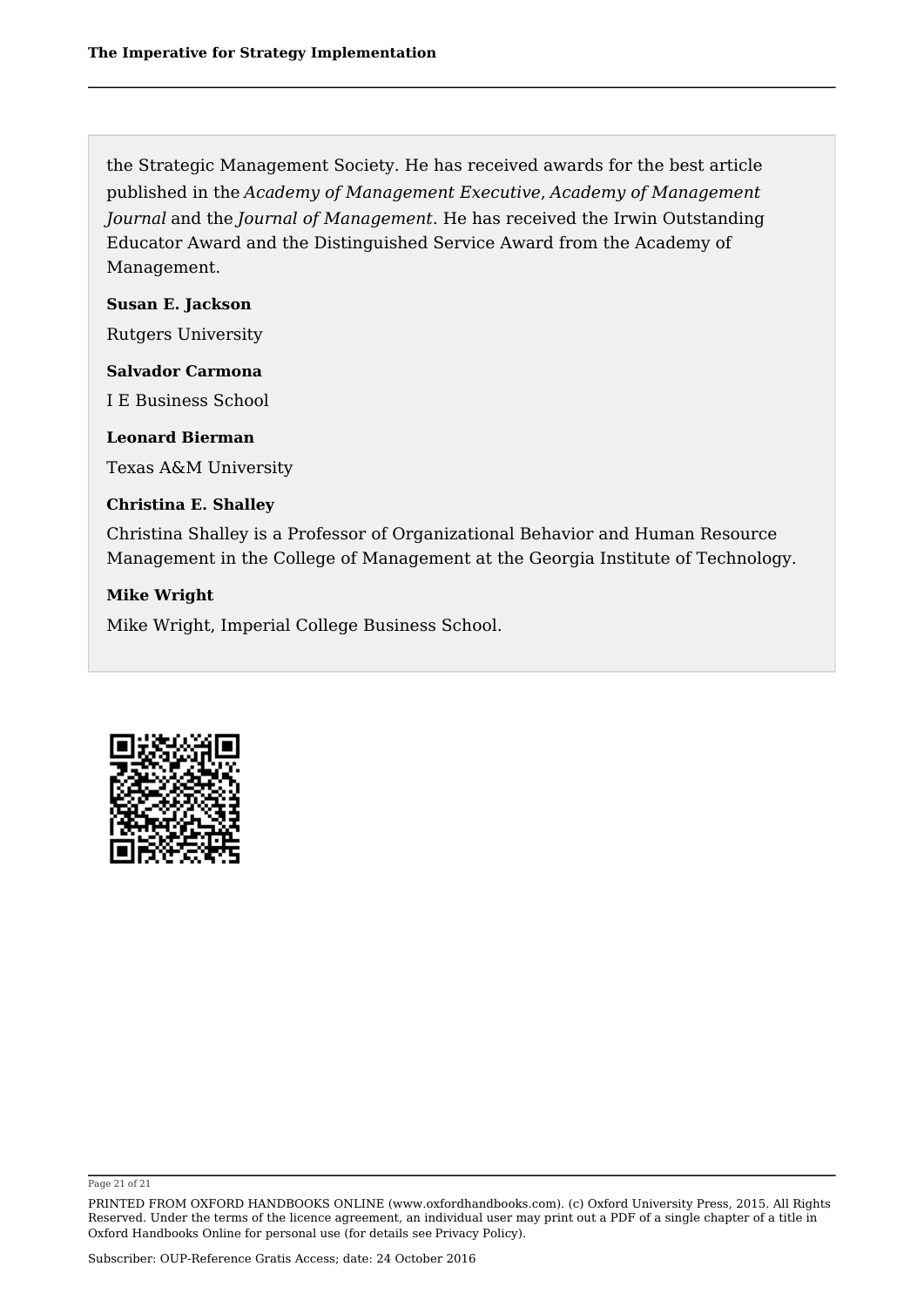the Strategic Management Society. He has received awards for the best article published in the *Academy of Management Executive*, *Academy of Management Journal* and the *Journal of Management*. He has received the Irwin Outstanding Educator Award and the Distinguished Service Award from the Academy of Management.

**Susan E. Jackson**

Rutgers University

**Salvador Carmona**

I E Business School

**Leonard Bierman**

Texas A&M University

**Christina E. Shalley**

Christina Shalley is a Professor of Organizational Behavior and Human Resource Management in the College of Management at the Georgia Institute of Technology.

**Mike Wright**

Mike Wright, Imperial College Business School.